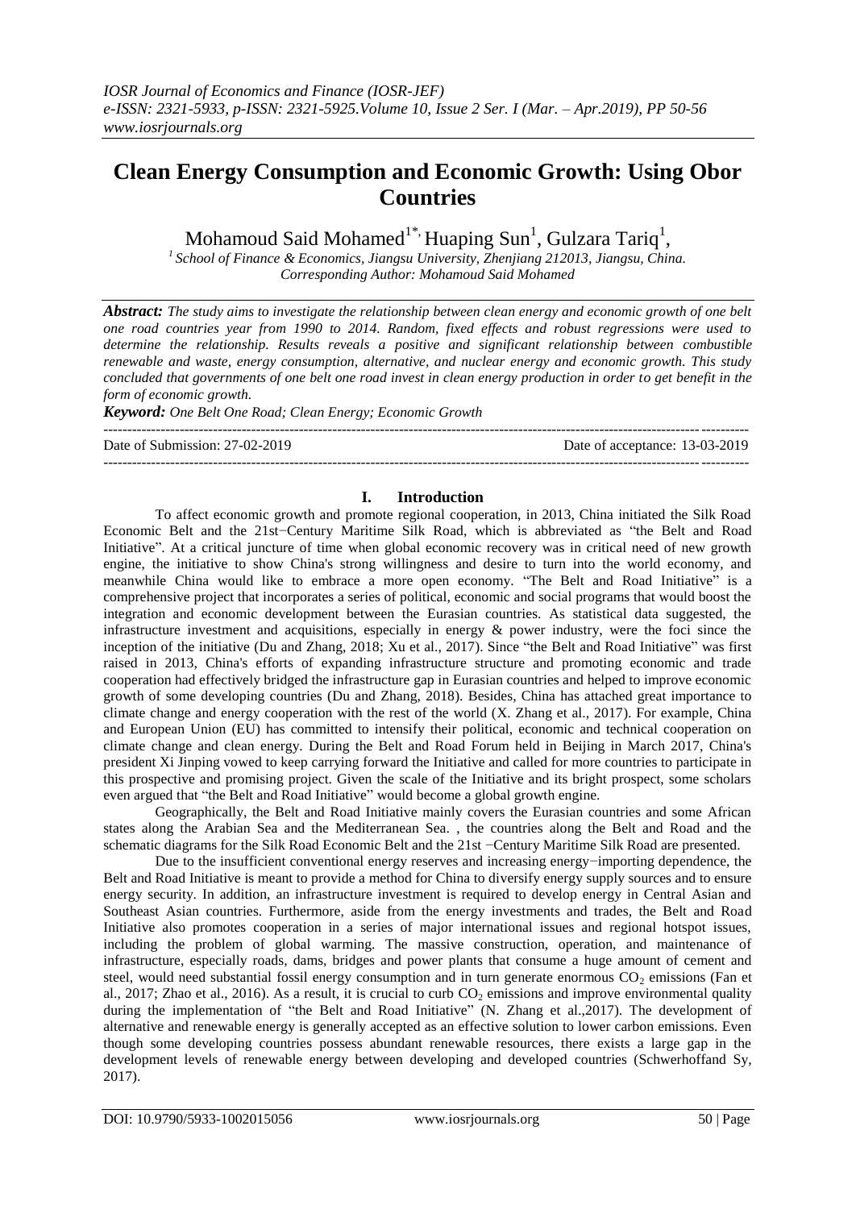# Clean Energy Consumption and Economic Growth: Using Obor Countries

Mohamoud Said Mohamed[1*], Huaping Sun[1], Gulzara Tariq[1],

[1] *School of Finance & Economics, Jiangsu University, Zhenjiang 212013, Jiangsu, China.*
*Corresponding Author: Mohamoud Said Mohamed*

***Abstract:*** *The study aims to investigate the relationship between clean energy and economic growth of one belt one road countries year from 1990 to 2014. Random, fixed effects and robust regressions were used to determine the relationship. Results reveals a positive and significant relationship between combustible renewable and waste, energy consumption, alternative, and nuclear energy and economic growth. This study concluded that governments of one belt one road invest in clean energy production in order to get benefit in the form of economic growth.*

***Keyword:*** *One Belt One Road; Clean Energy; Economic Growth*

---

Date of Submission: 27-02-2019 Date of acceptance: 13-03-2019

---

## I. Introduction

To affect economic growth and promote regional cooperation, in 2013, China initiated the Silk Road Economic Belt and the 21st−Century Maritime Silk Road, which is abbreviated as "the Belt and Road Initiative". At a critical juncture of time when global economic recovery was in critical need of new growth engine, the initiative to show China's strong willingness and desire to turn into the world economy, and meanwhile China would like to embrace a more open economy. "The Belt and Road Initiative" is a comprehensive project that incorporates a series of political, economic and social programs that would boost the integration and economic development between the Eurasian countries. As statistical data suggested, the infrastructure investment and acquisitions, especially in energy & power industry, were the foci since the inception of the initiative (Du and Zhang, 2018; Xu et al., 2017). Since "the Belt and Road Initiative" was first raised in 2013, China's efforts of expanding infrastructure structure and promoting economic and trade cooperation had effectively bridged the infrastructure gap in Eurasian countries and helped to improve economic growth of some developing countries (Du and Zhang, 2018). Besides, China has attached great importance to climate change and energy cooperation with the rest of the world (X. Zhang et al., 2017). For example, China and European Union (EU) has committed to intensify their political, economic and technical cooperation on climate change and clean energy. During the Belt and Road Forum held in Beijing in March 2017, China's president Xi Jinping vowed to keep carrying forward the Initiative and called for more countries to participate in this prospective and promising project. Given the scale of the Initiative and its bright prospect, some scholars even argued that "the Belt and Road Initiative" would become a global growth engine.

Geographically, the Belt and Road Initiative mainly covers the Eurasian countries and some African states along the Arabian Sea and the Mediterranean Sea. , the countries along the Belt and Road and the schematic diagrams for the Silk Road Economic Belt and the 21st −Century Maritime Silk Road are presented.

Due to the insufficient conventional energy reserves and increasing energy−importing dependence, the Belt and Road Initiative is meant to provide a method for China to diversify energy supply sources and to ensure energy security. In addition, an infrastructure investment is required to develop energy in Central Asian and Southeast Asian countries. Furthermore, aside from the energy investments and trades, the Belt and Road Initiative also promotes cooperation in a series of major international issues and regional hotspot issues, including the problem of global warming. The massive construction, operation, and maintenance of infrastructure, especially roads, dams, bridges and power plants that consume a huge amount of cement and steel, would need substantial fossil energy consumption and in turn generate enormous $CO_2$ emissions (Fan et al., 2017; Zhao et al., 2016). As a result, it is crucial to curb $CO_2$ emissions and improve environmental quality during the implementation of "the Belt and Road Initiative" (N. Zhang et al.,2017). The development of alternative and renewable energy is generally accepted as an effective solution to lower carbon emissions. Even though some developing countries possess abundant renewable resources, there exists a large gap in the development levels of renewable energy between developing and developed countries (Schwerhoffand Sy, 2017).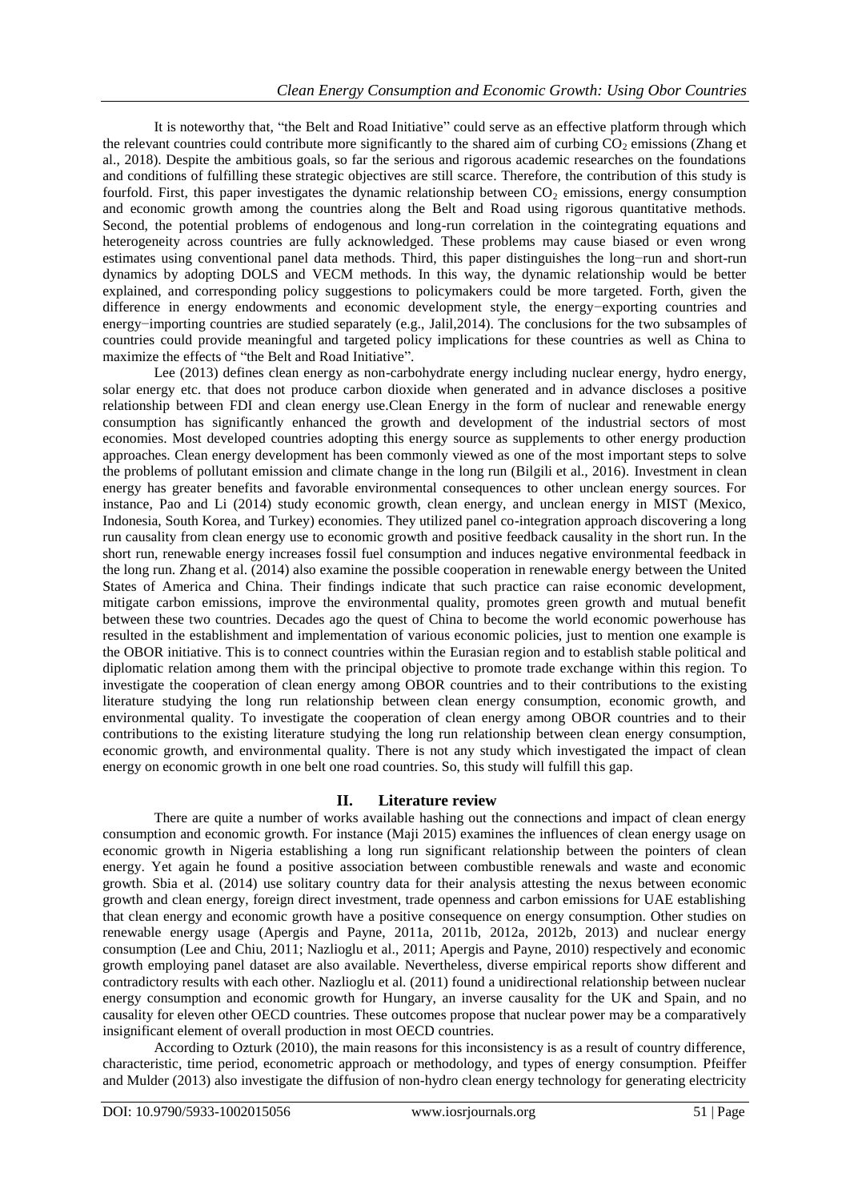It is noteworthy that, "the Belt and Road Initiative" could serve as an effective platform through which the relevant countries could contribute more significantly to the shared aim of curbing $CO_2$ emissions (Zhang et al., 2018). Despite the ambitious goals, so far the serious and rigorous academic researches on the foundations and conditions of fulfilling these strategic objectives are still scarce. Therefore, the contribution of this study is fourfold. First, this paper investigates the dynamic relationship between $CO_2$ emissions, energy consumption and economic growth among the countries along the Belt and Road using rigorous quantitative methods. Second, the potential problems of endogenous and long-run correlation in the cointegrating equations and heterogeneity across countries are fully acknowledged. These problems may cause biased or even wrong estimates using conventional panel data methods. Third, this paper distinguishes the long−run and short-run dynamics by adopting DOLS and VECM methods. In this way, the dynamic relationship would be better explained, and corresponding policy suggestions to policymakers could be more targeted. Forth, given the difference in energy endowments and economic development style, the energy−exporting countries and energy−importing countries are studied separately (e.g., Jalil,2014). The conclusions for the two subsamples of countries could provide meaningful and targeted policy implications for these countries as well as China to maximize the effects of "the Belt and Road Initiative".

Lee (2013) defines clean energy as non-carbohydrate energy including nuclear energy, hydro energy, solar energy etc. that does not produce carbon dioxide when generated and in advance discloses a positive relationship between FDI and clean energy use.Clean Energy in the form of nuclear and renewable energy consumption has significantly enhanced the growth and development of the industrial sectors of most economies. Most developed countries adopting this energy source as supplements to other energy production approaches. Clean energy development has been commonly viewed as one of the most important steps to solve the problems of pollutant emission and climate change in the long run (Bilgili et al., 2016). Investment in clean energy has greater benefits and favorable environmental consequences to other unclean energy sources. For instance, Pao and Li (2014) study economic growth, clean energy, and unclean energy in MIST (Mexico, Indonesia, South Korea, and Turkey) economies. They utilized panel co-integration approach discovering a long run causality from clean energy use to economic growth and positive feedback causality in the short run. In the short run, renewable energy increases fossil fuel consumption and induces negative environmental feedback in the long run. Zhang et al. (2014) also examine the possible cooperation in renewable energy between the United States of America and China. Their findings indicate that such practice can raise economic development, mitigate carbon emissions, improve the environmental quality, promotes green growth and mutual benefit between these two countries. Decades ago the quest of China to become the world economic powerhouse has resulted in the establishment and implementation of various economic policies, just to mention one example is the OBOR initiative. This is to connect countries within the Eurasian region and to establish stable political and diplomatic relation among them with the principal objective to promote trade exchange within this region. To investigate the cooperation of clean energy among OBOR countries and to their contributions to the existing literature studying the long run relationship between clean energy consumption, economic growth, and environmental quality. To investigate the cooperation of clean energy among OBOR countries and to their contributions to the existing literature studying the long run relationship between clean energy consumption, economic growth, and environmental quality. There is not any study which investigated the impact of clean energy on economic growth in one belt one road countries. So, this study will fulfill this gap.

## II. Literature review

There are quite a number of works available hashing out the connections and impact of clean energy consumption and economic growth. For instance (Maji 2015) examines the influences of clean energy usage on economic growth in Nigeria establishing a long run significant relationship between the pointers of clean energy. Yet again he found a positive association between combustible renewals and waste and economic growth. Sbia et al. (2014) use solitary country data for their analysis attesting the nexus between economic growth and clean energy, foreign direct investment, trade openness and carbon emissions for UAE establishing that clean energy and economic growth have a positive consequence on energy consumption. Other studies on renewable energy usage (Apergis and Payne, 2011a, 2011b, 2012a, 2012b, 2013) and nuclear energy consumption (Lee and Chiu, 2011; Nazlioglu et al., 2011; Apergis and Payne, 2010) respectively and economic growth employing panel dataset are also available. Nevertheless, diverse empirical reports show different and contradictory results with each other. Nazlioglu et al. (2011) found a unidirectional relationship between nuclear energy consumption and economic growth for Hungary, an inverse causality for the UK and Spain, and no causality for eleven other OECD countries. These outcomes propose that nuclear power may be a comparatively insignificant element of overall production in most OECD countries.

According to Ozturk (2010), the main reasons for this inconsistency is as a result of country difference, characteristic, time period, econometric approach or methodology, and types of energy consumption. Pfeiffer and Mulder (2013) also investigate the diffusion of non-hydro clean energy technology for generating electricity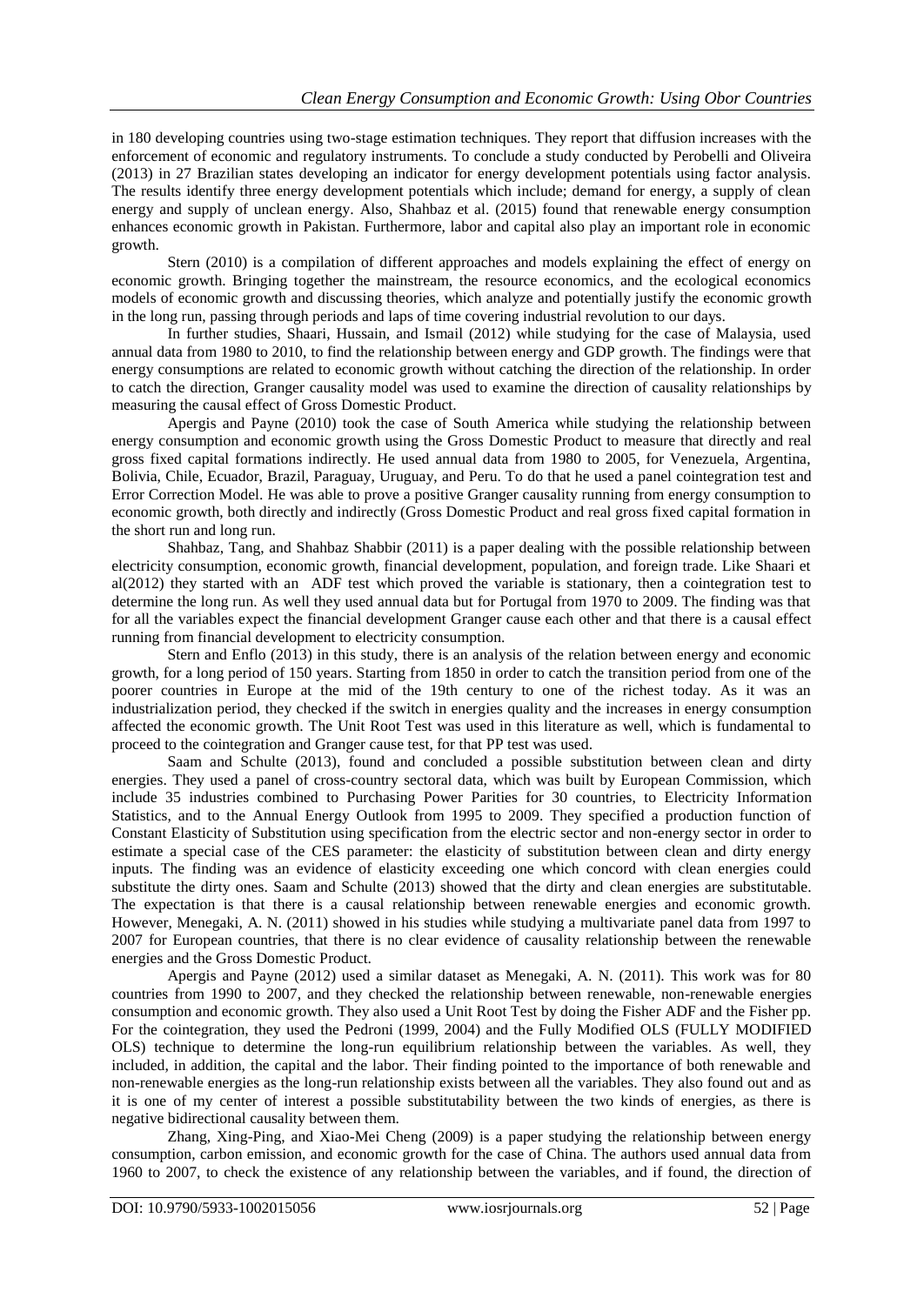in 180 developing countries using two-stage estimation techniques. They report that diffusion increases with the enforcement of economic and regulatory instruments. To conclude a study conducted by Perobelli and Oliveira (2013) in 27 Brazilian states developing an indicator for energy development potentials using factor analysis. The results identify three energy development potentials which include; demand for energy, a supply of clean energy and supply of unclean energy. Also, Shahbaz et al. (2015) found that renewable energy consumption enhances economic growth in Pakistan. Furthermore, labor and capital also play an important role in economic growth.

Stern (2010) is a compilation of different approaches and models explaining the effect of energy on economic growth. Bringing together the mainstream, the resource economics, and the ecological economics models of economic growth and discussing theories, which analyze and potentially justify the economic growth in the long run, passing through periods and laps of time covering industrial revolution to our days.

In further studies, Shaari, Hussain, and Ismail (2012) while studying for the case of Malaysia, used annual data from 1980 to 2010, to find the relationship between energy and GDP growth. The findings were that energy consumptions are related to economic growth without catching the direction of the relationship. In order to catch the direction, Granger causality model was used to examine the direction of causality relationships by measuring the causal effect of Gross Domestic Product.

Apergis and Payne (2010) took the case of South America while studying the relationship between energy consumption and economic growth using the Gross Domestic Product to measure that directly and real gross fixed capital formations indirectly. He used annual data from 1980 to 2005, for Venezuela, Argentina, Bolivia, Chile, Ecuador, Brazil, Paraguay, Uruguay, and Peru. To do that he used a panel cointegration test and Error Correction Model. He was able to prove a positive Granger causality running from energy consumption to economic growth, both directly and indirectly (Gross Domestic Product and real gross fixed capital formation in the short run and long run.

Shahbaz, Tang, and Shahbaz Shabbir (2011) is a paper dealing with the possible relationship between electricity consumption, economic growth, financial development, population, and foreign trade. Like Shaari et al(2012) they started with an ADF test which proved the variable is stationary, then a cointegration test to determine the long run. As well they used annual data but for Portugal from 1970 to 2009. The finding was that for all the variables expect the financial development Granger cause each other and that there is a causal effect running from financial development to electricity consumption.

Stern and Enflo (2013) in this study, there is an analysis of the relation between energy and economic growth, for a long period of 150 years. Starting from 1850 in order to catch the transition period from one of the poorer countries in Europe at the mid of the 19th century to one of the richest today. As it was an industrialization period, they checked if the switch in energies quality and the increases in energy consumption affected the economic growth. The Unit Root Test was used in this literature as well, which is fundamental to proceed to the cointegration and Granger cause test, for that PP test was used.

Saam and Schulte (2013), found and concluded a possible substitution between clean and dirty energies. They used a panel of cross-country sectoral data, which was built by European Commission, which include 35 industries combined to Purchasing Power Parities for 30 countries, to Electricity Information Statistics, and to the Annual Energy Outlook from 1995 to 2009. They specified a production function of Constant Elasticity of Substitution using specification from the electric sector and non-energy sector in order to estimate a special case of the CES parameter: the elasticity of substitution between clean and dirty energy inputs. The finding was an evidence of elasticity exceeding one which concord with clean energies could substitute the dirty ones. Saam and Schulte (2013) showed that the dirty and clean energies are substitutable. The expectation is that there is a causal relationship between renewable energies and economic growth. However, Menegaki, A. N. (2011) showed in his studies while studying a multivariate panel data from 1997 to 2007 for European countries, that there is no clear evidence of causality relationship between the renewable energies and the Gross Domestic Product.

Apergis and Payne (2012) used a similar dataset as Menegaki, A. N. (2011). This work was for 80 countries from 1990 to 2007, and they checked the relationship between renewable, non-renewable energies consumption and economic growth. They also used a Unit Root Test by doing the Fisher ADF and the Fisher pp. For the cointegration, they used the Pedroni (1999, 2004) and the Fully Modified OLS (FULLY MODIFIED OLS) technique to determine the long-run equilibrium relationship between the variables. As well, they included, in addition, the capital and the labor. Their finding pointed to the importance of both renewable and non-renewable energies as the long-run relationship exists between all the variables. They also found out and as it is one of my center of interest a possible substitutability between the two kinds of energies, as there is negative bidirectional causality between them.

Zhang, Xing-Ping, and Xiao-Mei Cheng (2009) is a paper studying the relationship between energy consumption, carbon emission, and economic growth for the case of China. The authors used annual data from 1960 to 2007, to check the existence of any relationship between the variables, and if found, the direction of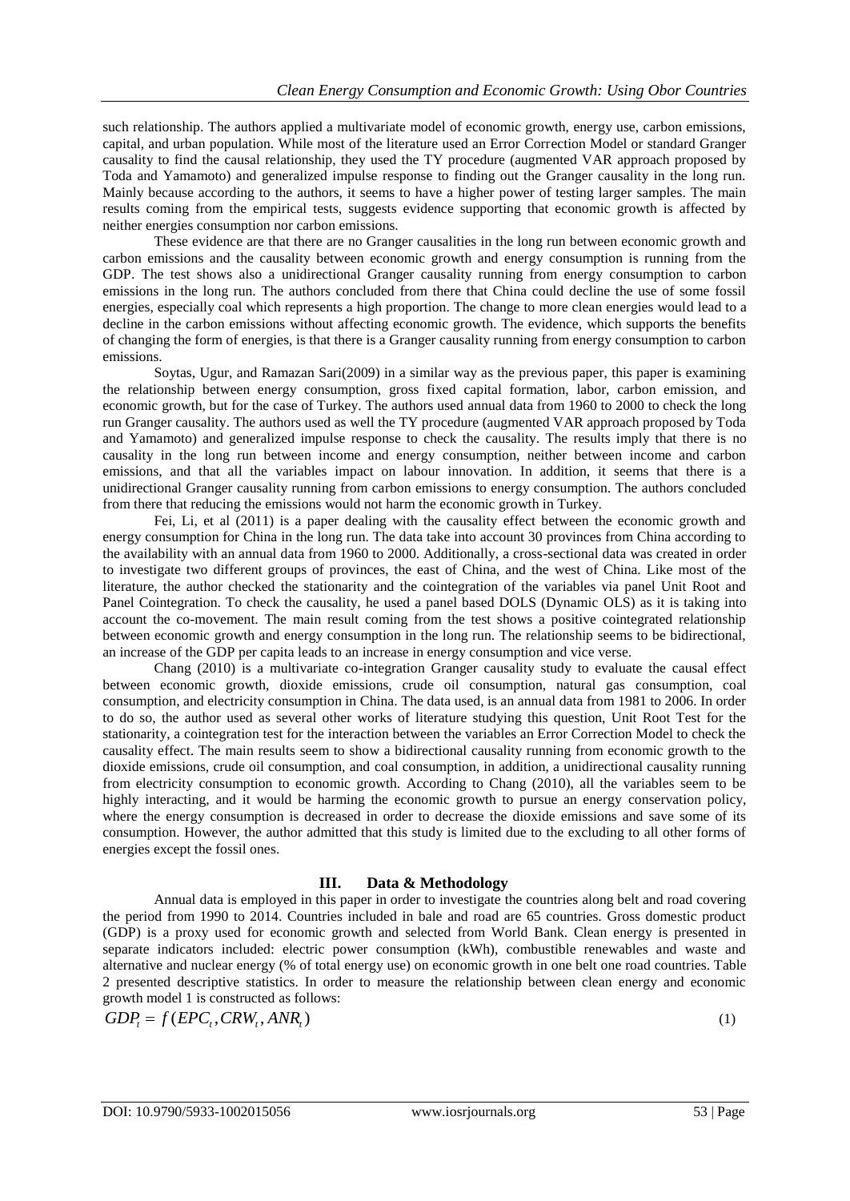such relationship. The authors applied a multivariate model of economic growth, energy use, carbon emissions, capital, and urban population. While most of the literature used an Error Correction Model or standard Granger causality to find the causal relationship, they used the TY procedure (augmented VAR approach proposed by Toda and Yamamoto) and generalized impulse response to finding out the Granger causality in the long run. Mainly because according to the authors, it seems to have a higher power of testing larger samples. The main results coming from the empirical tests, suggests evidence supporting that economic growth is affected by neither energies consumption nor carbon emissions.

These evidence are that there are no Granger causalities in the long run between economic growth and carbon emissions and the causality between economic growth and energy consumption is running from the GDP. The test shows also a unidirectional Granger causality running from energy consumption to carbon emissions in the long run. The authors concluded from there that China could decline the use of some fossil energies, especially coal which represents a high proportion. The change to more clean energies would lead to a decline in the carbon emissions without affecting economic growth. The evidence, which supports the benefits of changing the form of energies, is that there is a Granger causality running from energy consumption to carbon emissions.

Soytas, Ugur, and Ramazan Sari(2009) in a similar way as the previous paper, this paper is examining the relationship between energy consumption, gross fixed capital formation, labor, carbon emission, and economic growth, but for the case of Turkey. The authors used annual data from 1960 to 2000 to check the long run Granger causality. The authors used as well the TY procedure (augmented VAR approach proposed by Toda and Yamamoto) and generalized impulse response to check the causality. The results imply that there is no causality in the long run between income and energy consumption, neither between income and carbon emissions, and that all the variables impact on labour innovation. In addition, it seems that there is a unidirectional Granger causality running from carbon emissions to energy consumption. The authors concluded from there that reducing the emissions would not harm the economic growth in Turkey.

Fei, Li, et al (2011) is a paper dealing with the causality effect between the economic growth and energy consumption for China in the long run. The data take into account 30 provinces from China according to the availability with an annual data from 1960 to 2000. Additionally, a cross-sectional data was created in order to investigate two different groups of provinces, the east of China, and the west of China. Like most of the literature, the author checked the stationarity and the cointegration of the variables via panel Unit Root and Panel Cointegration. To check the causality, he used a panel based DOLS (Dynamic OLS) as it is taking into account the co-movement. The main result coming from the test shows a positive cointegrated relationship between economic growth and energy consumption in the long run. The relationship seems to be bidirectional, an increase of the GDP per capita leads to an increase in energy consumption and vice verse.

Chang (2010) is a multivariate co-integration Granger causality study to evaluate the causal effect between economic growth, dioxide emissions, crude oil consumption, natural gas consumption, coal consumption, and electricity consumption in China. The data used, is an annual data from 1981 to 2006. In order to do so, the author used as several other works of literature studying this question, Unit Root Test for the stationarity, a cointegration test for the interaction between the variables an Error Correction Model to check the causality effect. The main results seem to show a bidirectional causality running from economic growth to the dioxide emissions, crude oil consumption, and coal consumption, in addition, a unidirectional causality running from electricity consumption to economic growth. According to Chang (2010), all the variables seem to be highly interacting, and it would be harming the economic growth to pursue an energy conservation policy, where the energy consumption is decreased in order to decrease the dioxide emissions and save some of its consumption. However, the author admitted that this study is limited due to the excluding to all other forms of energies except the fossil ones.

## III. Data & Methodology

Annual data is employed in this paper in order to investigate the countries along belt and road covering the period from 1990 to 2014. Countries included in bale and road are 65 countries. Gross domestic product (GDP) is a proxy used for economic growth and selected from World Bank. Clean energy is presented in separate indicators included: electric power consumption (kWh), combustible renewables and waste and alternative and nuclear energy (% of total energy use) on economic growth in one belt one road countries. Table 2 presented descriptive statistics. In order to measure the relationship between clean energy and economic growth model 1 is constructed as follows:

$$GDP_t = f(EPC_t, CRW_t, ANR_t) \tag{1}$$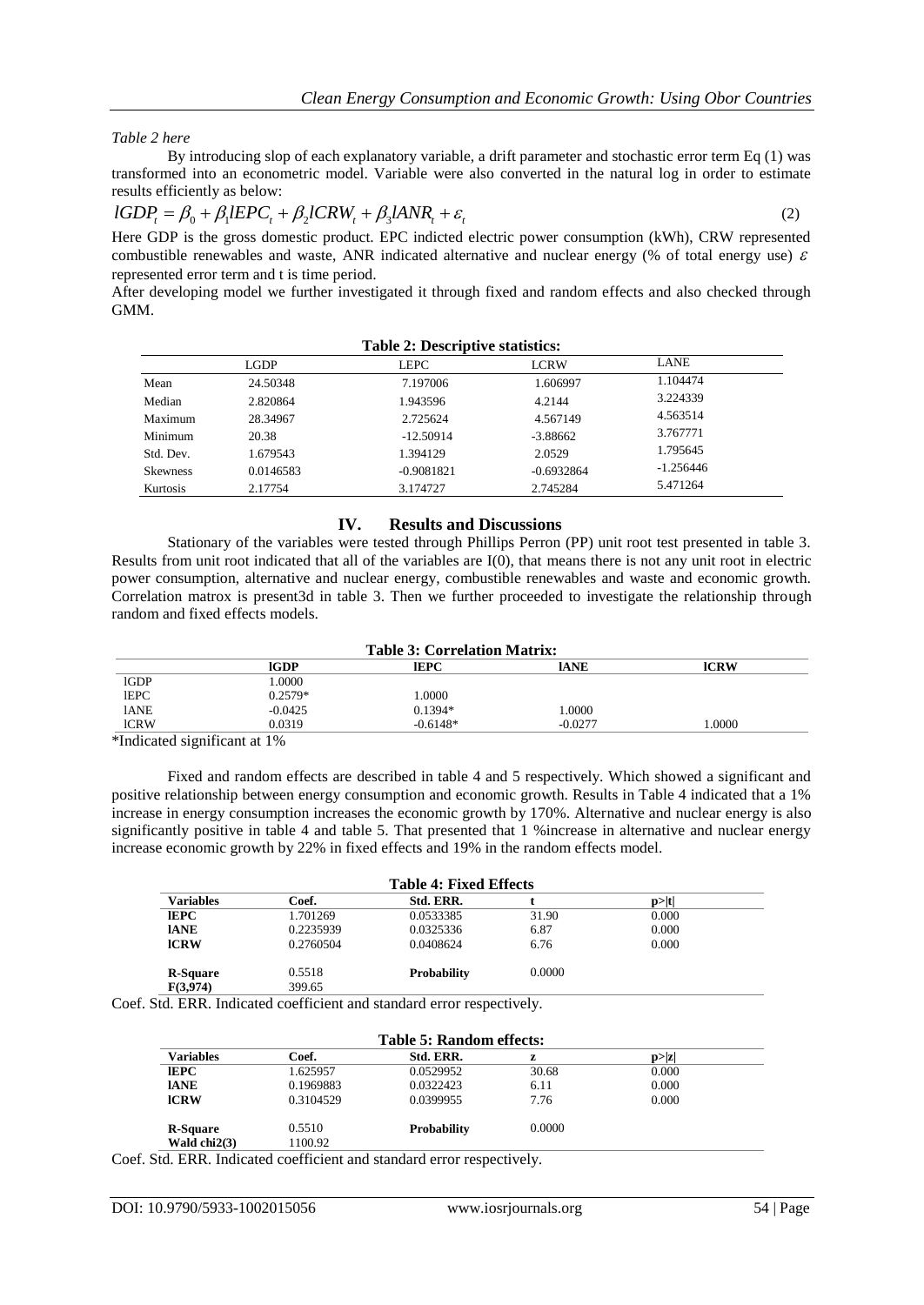*Table 2 here*

By introducing slop of each explanatory variable, a drift parameter and stochastic error term Eq (1) was transformed into an econometric model. Variable were also converted in the natural log in order to estimate results efficiently as below:

$$lGDP_t = \beta_0 + \beta_1 lEPC_t + \beta_2 lCRW_t + \beta_3 lANR_t + \varepsilon_t \tag{2}$$

Here GDP is the gross domestic product. EPC indicted electric power consumption (kWh), CRW represented combustible renewables and waste, ANR indicated alternative and nuclear energy (% of total energy use) $\varepsilon$ represented error term and t is time period.

After developing model we further investigated it through fixed and random effects and also checked through GMM.

**Table 2: Descriptive statistics:**

| | LGDP | LEPC | LCRW | LANE |
|---|---|---|---|---|
| Mean | 24.50348 | 7.197006 | 1.606997 | 1.104474 |
| Median | 2.820864 | 1.943596 | 4.2144 | 3.224339 |
| Maximum | 28.34967 | 2.725624 | 4.567149 | 4.563514 |
| Minimum | 20.38 | -12.50914 | -3.88662 | 3.767771 |
| Std. Dev. | 1.679543 | 1.394129 | 2.0529 | 1.795645 |
| Skewness | 0.0146583 | -0.9081821 | -0.6932864 | -1.256446 |
| Kurtosis | 2.17754 | 3.174727 | 2.745284 | 5.471264 |

## IV. Results and Discussions

Stationary of the variables were tested through Phillips Perron (PP) unit root test presented in table 3. Results from unit root indicated that all of the variables are I(0), that means there is not any unit root in electric power consumption, alternative and nuclear energy, combustible renewables and waste and economic growth. Correlation matrox is present3d in table 3. Then we further proceeded to investigate the relationship through random and fixed effects models.

**Table 3: Correlation Matrix:**

| | **lGDP** | **lEPC** | **lANE** | **lCRW** |
|---|---|---|---|---|
| lGDP | 1.0000 | | | |
| lEPC | 0.2579* | 1.0000 | | |
| lANE | -0.0425 | 0.1394* | 1.0000 | |
| lCRW | 0.0319 | -0.6148* | -0.0277 | 1.0000 |

*Indicated significant at 1%

Fixed and random effects are described in table 4 and 5 respectively. Which showed a significant and positive relationship between energy consumption and economic growth. Results in Table 4 indicated that a 1% increase in energy consumption increases the economic growth by 170%. Alternative and nuclear energy is also significantly positive in table 4 and table 5. That presented that 1 %increase in alternative and nuclear energy increase economic growth by 22% in fixed effects and 19% in the random effects model.

**Table 4: Fixed Effects**

| **Variables** | **Coef.** | **Std. ERR.** | **t** | **p>\|t\|** |
|---|---|---|---|---|
| **lEPC** | 1.701269 | 0.0533385 | 31.90 | 0.000 |
| **lANE** | 0.2235939 | 0.0325336 | 6.87 | 0.000 |
| **lCRW** | 0.2760504 | 0.0408624 | 6.76 | 0.000 |
| **R-Square** | 0.5518 | **Probability** | 0.0000 | |
| **F(3,974)** | 399.65 | | | |

Coef. Std. ERR. Indicated coefficient and standard error respectively.

**Table 5: Random effects:**

| **Variables** | **Coef.** | **Std. ERR.** | **z** | **p>\|z\|** |
|---|---|---|---|---|
| **lEPC** | 1.625957 | 0.0529952 | 30.68 | 0.000 |
| **lANE** | 0.1969883 | 0.0322423 | 6.11 | 0.000 |
| **lCRW** | 0.3104529 | 0.0399955 | 7.76 | 0.000 |
| **R-Square** | 0.5510 | **Probability** | 0.0000 | |
| **Wald chi2(3)** | 1100.92 | | | |

Coef. Std. ERR. Indicated coefficient and standard error respectively.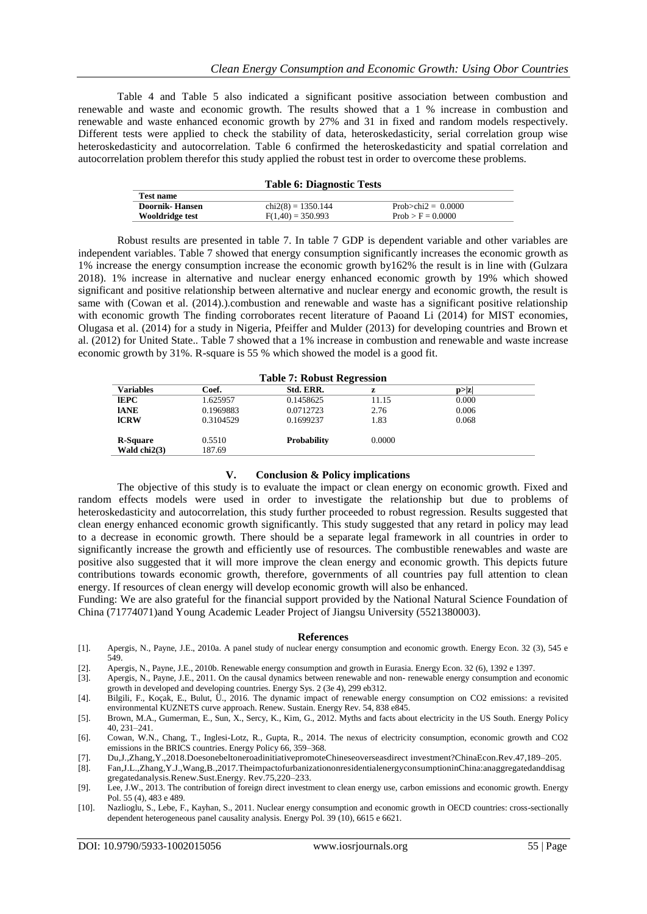Table 4 and Table 5 also indicated a significant positive association between combustion and renewable and waste and economic growth. The results showed that a 1 % increase in combustion and renewable and waste enhanced economic growth by 27% and 31 in fixed and random models respectively. Different tests were applied to check the stability of data, heteroskedasticity, serial correlation group wise heteroskedasticity and autocorrelation. Table 6 confirmed the heteroskedasticity and spatial correlation and autocorrelation problem therefor this study applied the robust test in order to overcome these problems.

**Table 6: Diagnostic Tests**

| Test name | | |
|---|---|---|
| **Doornik- Hansen** | chi2(8) = 1350.144 | Prob>chi2 = 0.0000 |
| **Wooldridge test** | F(1,40) = 350.993 | Prob > F = 0.0000 |

Robust results are presented in table 7. In table 7 GDP is dependent variable and other variables are independent variables. Table 7 showed that energy consumption significantly increases the economic growth as 1% increase the energy consumption increase the economic growth by162% the result is in line with (Gulzara 2018). 1% increase in alternative and nuclear energy enhanced economic growth by 19% which showed significant and positive relationship between alternative and nuclear energy and economic growth, the result is same with (Cowan et al. (2014).).combustion and renewable and waste has a significant positive relationship with economic growth The finding corroborates recent literature of Paoand Li (2014) for MIST economies, Olugasa et al. (2014) for a study in Nigeria, Pfeiffer and Mulder (2013) for developing countries and Brown et al. (2012) for United State.. Table 7 showed that a 1% increase in combustion and renewable and waste increase economic growth by 31%. R-square is 55 % which showed the model is a good fit.

**Table 7: Robust Regression**

| Variables | Coef. | Std. ERR. | z | p>\|z\| |
|---|---|---|---|---|
| **lEPC** | 1.625957 | 0.1458625 | 11.15 | 0.000 |
| **lANE** | 0.1969883 | 0.0712723 | 2.76 | 0.006 |
| **lCRW** | 0.3104529 | 0.1699237 | 1.83 | 0.068 |
| **R-Square** | 0.5510 | **Probability** | 0.0000 | |
| **Wald chi2(3)** | 187.69 | | | |

## V. Conclusion & Policy implications

The objective of this study is to evaluate the impact or clean energy on economic growth. Fixed and random effects models were used in order to investigate the relationship but due to problems of heteroskedasticity and autocorrelation, this study further proceeded to robust regression. Results suggested that clean energy enhanced economic growth significantly. This study suggested that any retard in policy may lead to a decrease in economic growth. There should be a separate legal framework in all countries in order to significantly increase the growth and efficiently use of resources. The combustible renewables and waste are positive also suggested that it will more improve the clean energy and economic growth. This depicts future contributions towards economic growth, therefore, governments of all countries pay full attention to clean energy. If resources of clean energy will develop economic growth will also be enhanced.

Funding: We are also grateful for the financial support provided by the National Natural Science Foundation of China (71774071)and Young Academic Leader Project of Jiangsu University (5521380003).

## References

[1]. Apergis, N., Payne, J.E., 2010a. A panel study of nuclear energy consumption and economic growth. Energy Econ. 32 (3), 545 e 549.

[2]. Apergis, N., Payne, J.E., 2010b. Renewable energy consumption and growth in Eurasia. Energy Econ. 32 (6), 1392 e 1397.

[3]. Apergis, N., Payne, J.E., 2011. On the causal dynamics between renewable and non- renewable energy consumption and economic growth in developed and developing countries. Energy Sys. 2 (3e 4), 299 eb312.

[4]. Bilgili, F., Koçak, E., Bulut, Ü., 2016. The dynamic impact of renewable energy consumption on CO2 emissions: a revisited environmental KUZNETS curve approach. Renew. Sustain. Energy Rev. 54, 838 e845.

[5]. Brown, M.A., Gumerman, E., Sun, X., Sercy, K., Kim, G., 2012. Myths and facts about electricity in the US South. Energy Policy 40, 231–241.

[6]. Cowan, W.N., Chang, T., Inglesi-Lotz, R., Gupta, R., 2014. The nexus of electricity consumption, economic growth and CO2 emissions in the BRICS countries. Energy Policy 66, 359–368.

[7]. Du,J.,Zhang,Y.,2018.DoesonebeltoneroadinitiativepromoteChineseoverseasdirect investment?ChinaEcon.Rev.47,189–205.

[8]. Fan,J.L.,Zhang,Y.J.,Wang,B.,2017.TheimpactofurbanizationonresidentialenergyconsumptioninChina:anaggregatedanddisaggregatedanalysis.Renew.Sust.Energy. Rev.75,220–233.

[9]. Lee, J.W., 2013. The contribution of foreign direct investment to clean energy use, carbon emissions and economic growth. Energy Pol. 55 (4), 483 e 489.

[10]. Nazlioglu, S., Lebe, F., Kayhan, S., 2011. Nuclear energy consumption and economic growth in OECD countries: cross-sectionally dependent heterogeneous panel causality analysis. Energy Pol. 39 (10), 6615 e 6621.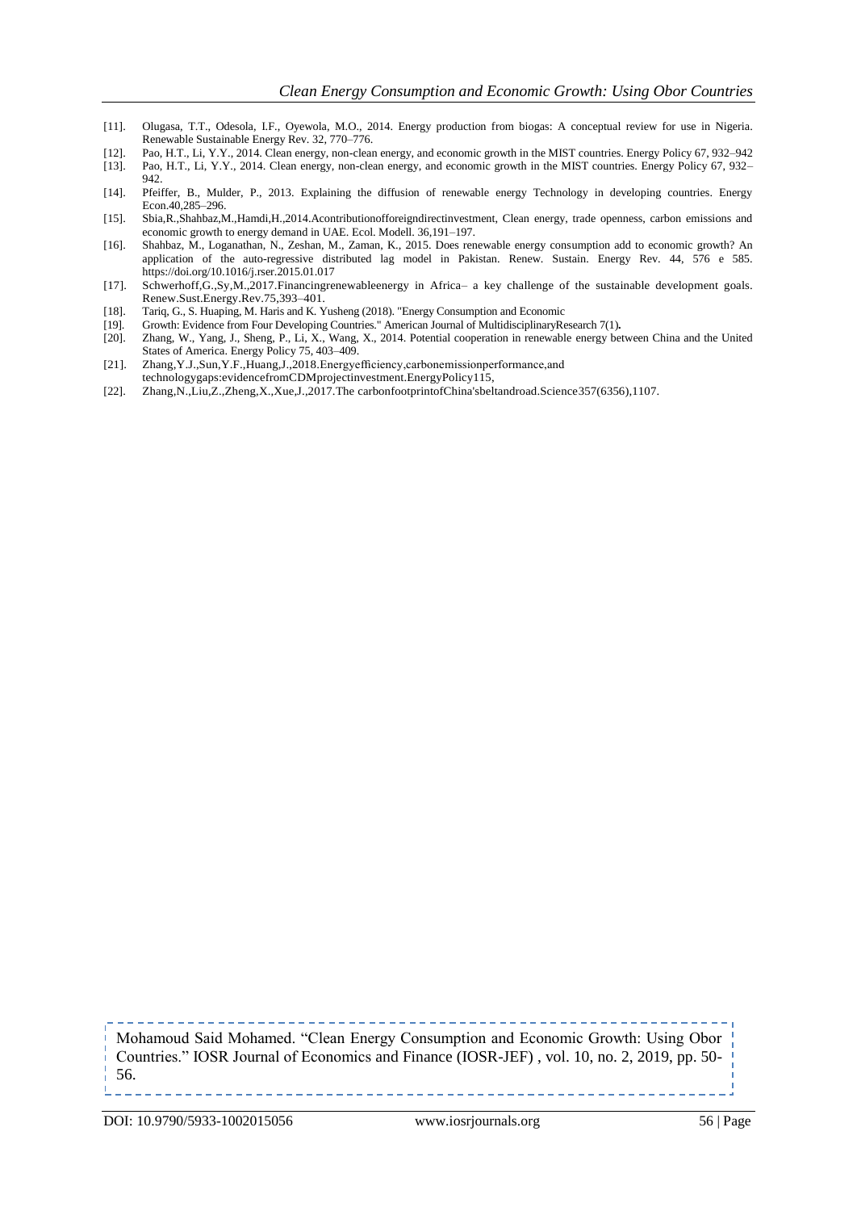[11]. Olugasa, T.T., Odesola, I.F., Oyewola, M.O., 2014. Energy production from biogas: A conceptual review for use in Nigeria. Renewable Sustainable Energy Rev. 32, 770–776.

[12]. Pao, H.T., Li, Y.Y., 2014. Clean energy, non-clean energy, and economic growth in the MIST countries. Energy Policy 67, 932–942

[13]. Pao, H.T., Li, Y.Y., 2014. Clean energy, non-clean energy, and economic growth in the MIST countries. Energy Policy 67, 932–942.

[14]. Pfeiffer, B., Mulder, P., 2013. Explaining the diffusion of renewable energy Technology in developing countries. Energy Econ.40,285–296.

[15]. Sbia,R.,Shahbaz,M.,Hamdi,H.,2014.Acontributionofforeigndirectinvestment, Clean energy, trade openness, carbon emissions and economic growth to energy demand in UAE. Ecol. Modell. 36,191–197.

[16]. Shahbaz, M., Loganathan, N., Zeshan, M., Zaman, K., 2015. Does renewable energy consumption add to economic growth? An application of the auto-regressive distributed lag model in Pakistan. Renew. Sustain. Energy Rev. 44, 576 e 585. https://doi.org/10.1016/j.rser.2015.01.017

[17]. Schwerhoff,G.,Sy,M.,2017.Financingrenewableenergy in Africa– a key challenge of the sustainable development goals. Renew.Sust.Energy.Rev.75,393–401.

[18]. Tariq, G., S. Huaping, M. Haris and K. Yusheng (2018). "Energy Consumption and Economic

[19]. Growth: Evidence from Four Developing Countries." American Journal of MultidisciplinaryResearch 7(1)**.**

[20]. Zhang, W., Yang, J., Sheng, P., Li, X., Wang, X., 2014. Potential cooperation in renewable energy between China and the United States of America. Energy Policy 75, 403–409.

[21]. Zhang,Y.J.,Sun,Y.F.,Huang,J.,2018.Energyefficiency,carbonemissionperformance,and technologygaps:evidencefromCDMprojectinvestment.EnergyPolicy115,

[22]. Zhang,N.,Liu,Z.,Zheng,X.,Xue,J.,2017.The carbonfootprintofChina'sbeltandroad.Science357(6356),1107.

Mohamoud Said Mohamed. "Clean Energy Consumption and Economic Growth: Using Obor Countries." IOSR Journal of Economics and Finance (IOSR-JEF) , vol. 10, no. 2, 2019, pp. 50-56.